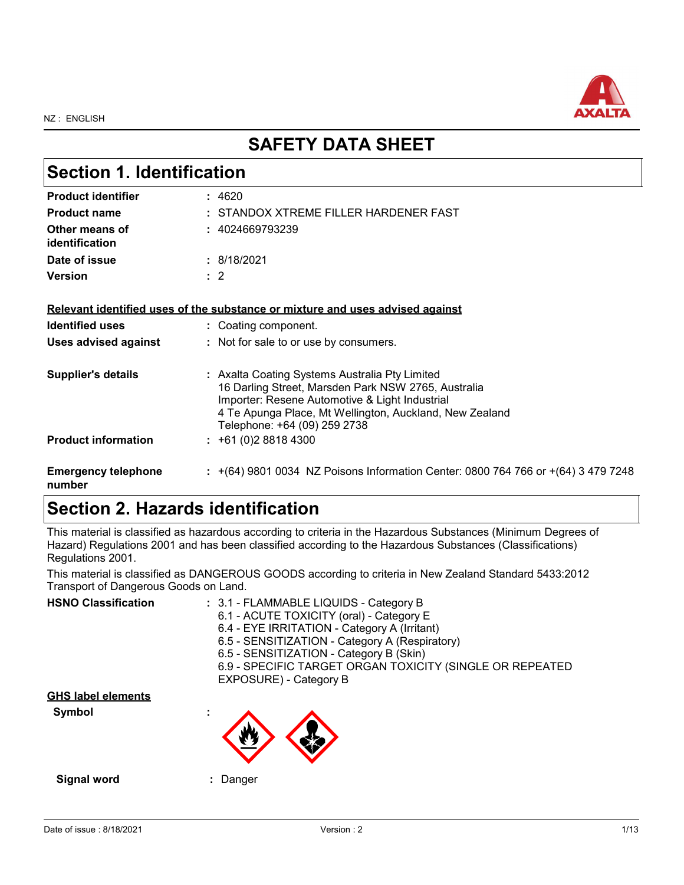NZ : ENGLISH

# SAFETY DATA SHEET

## Section 1. Identification

| | |
|---|---|
| **Product identifier** | : 4620 |
| **Product name** | : STANDOX XTREME FILLER HARDENER FAST |
| **Other means of identification** | : 4024669793239 |
| **Date of issue** | : 8/18/2021 |
| **Version** | : 2 |

**Relevant identified uses of the substance or mixture and uses advised against**

| | |
|---|---|
| **Identified uses** | : Coating component. |
| **Uses advised against** | : Not for sale to or use by consumers. |
| **Supplier's details** | : Axalta Coating Systems Australia Pty Limited<br>16 Darling Street, Marsden Park NSW 2765, Australia<br>Importer: Resene Automotive & Light Industrial<br>4 Te Apunga Place, Mt Wellington, Auckland, New Zealand<br>Telephone: +64 (09) 259 2738 |
| **Product information** | : +61 (0)2 8818 4300 |
| **Emergency telephone number** | : +(64) 9801 0034 NZ Poisons Information Center: 0800 764 766 or +(64) 3 479 7248 |

## Section 2. Hazards identification

This material is classified as hazardous according to criteria in the Hazardous Substances (Minimum Degrees of Hazard) Regulations 2001 and has been classified according to the Hazardous Substances (Classifications) Regulations 2001.

This material is classified as DANGEROUS GOODS according to criteria in New Zealand Standard 5433:2012 Transport of Dangerous Goods on Land.

**HSNO Classification** :
- 3.1 - FLAMMABLE LIQUIDS - Category B
- 6.1 - ACUTE TOXICITY (oral) - Category E
- 6.4 - EYE IRRITATION - Category A (Irritant)
- 6.5 - SENSITIZATION - Category A (Respiratory)
- 6.5 - SENSITIZATION - Category B (Skin)
- 6.9 - SPECIFIC TARGET ORGAN TOXICITY (SINGLE OR REPEATED EXPOSURE) - Category B

**GHS label elements**

**Symbol** :

**Signal word** : Danger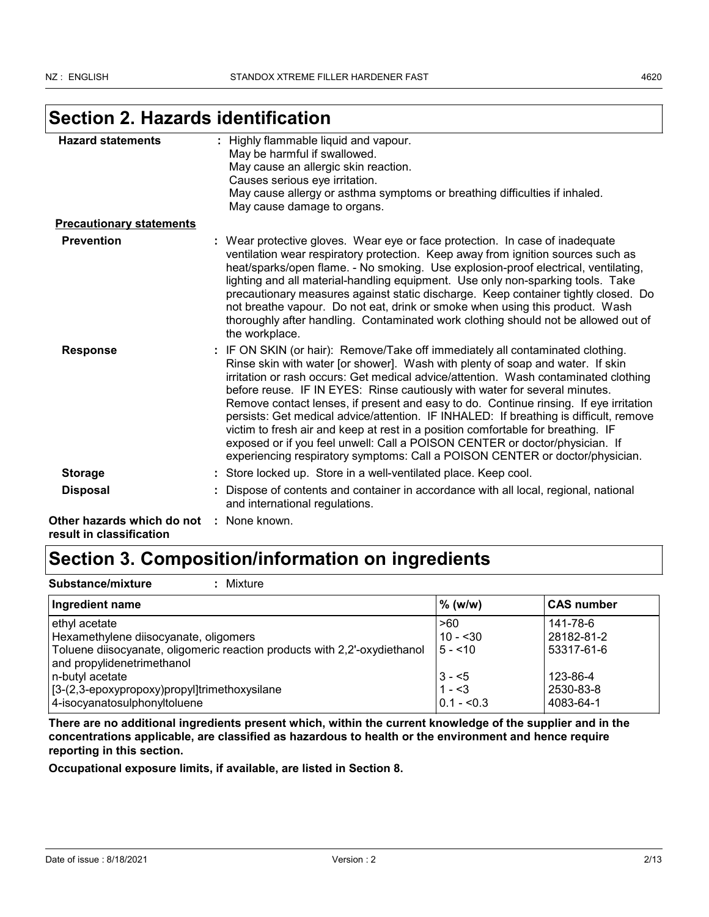## Section 2. Hazards identification

**Hazard statements** : Highly flammable liquid and vapour.
May be harmful if swallowed.
May cause an allergic skin reaction.
Causes serious eye irritation.
May cause allergy or asthma symptoms or breathing difficulties if inhaled.
May cause damage to organs.

**Precautionary statements**

**Prevention** : Wear protective gloves. Wear eye or face protection. In case of inadequate ventilation wear respiratory protection. Keep away from ignition sources such as heat/sparks/open flame. - No smoking. Use explosion-proof electrical, ventilating, lighting and all material-handling equipment. Use only non-sparking tools. Take precautionary measures against static discharge. Keep container tightly closed. Do not breathe vapour. Do not eat, drink or smoke when using this product. Wash thoroughly after handling. Contaminated work clothing should not be allowed out of the workplace.

**Response** : IF ON SKIN (or hair): Remove/Take off immediately all contaminated clothing. Rinse skin with water [or shower]. Wash with plenty of soap and water. If skin irritation or rash occurs: Get medical advice/attention. Wash contaminated clothing before reuse. IF IN EYES: Rinse cautiously with water for several minutes. Remove contact lenses, if present and easy to do. Continue rinsing. If eye irritation persists: Get medical advice/attention. IF INHALED: If breathing is difficult, remove victim to fresh air and keep at rest in a position comfortable for breathing. IF exposed or if you feel unwell: Call a POISON CENTER or doctor/physician. If experiencing respiratory symptoms: Call a POISON CENTER or doctor/physician.

**Storage** : Store locked up. Store in a well-ventilated place. Keep cool.

**Disposal** : Dispose of contents and container in accordance with all local, regional, national and international regulations.

**Other hazards which do not result in classification** : None known.

## Section 3. Composition/information on ingredients

**Substance/mixture** : Mixture

| Ingredient name | % (w/w) | CAS number |
|---|---|---|
| ethyl acetate | >60 | 141-78-6 |
| Hexamethylene diisocyanate, oligomers | 10 - <30 | 28182-81-2 |
| Toluene diisocyanate, oligomeric reaction products with 2,2'-oxydiethanol and propylidenetrimethanol | 5 - <10 | 53317-61-6 |
| n-butyl acetate | 3 - <5 | 123-86-4 |
| [3-(2,3-epoxypropoxy)propyl]trimethoxysilane | 1 - <3 | 2530-83-8 |
| 4-isocyanatosulphonyltoluene | 0.1 - <0.3 | 4083-64-1 |

**There are no additional ingredients present which, within the current knowledge of the supplier and in the concentrations applicable, are classified as hazardous to health or the environment and hence require reporting in this section.**

**Occupational exposure limits, if available, are listed in Section 8.**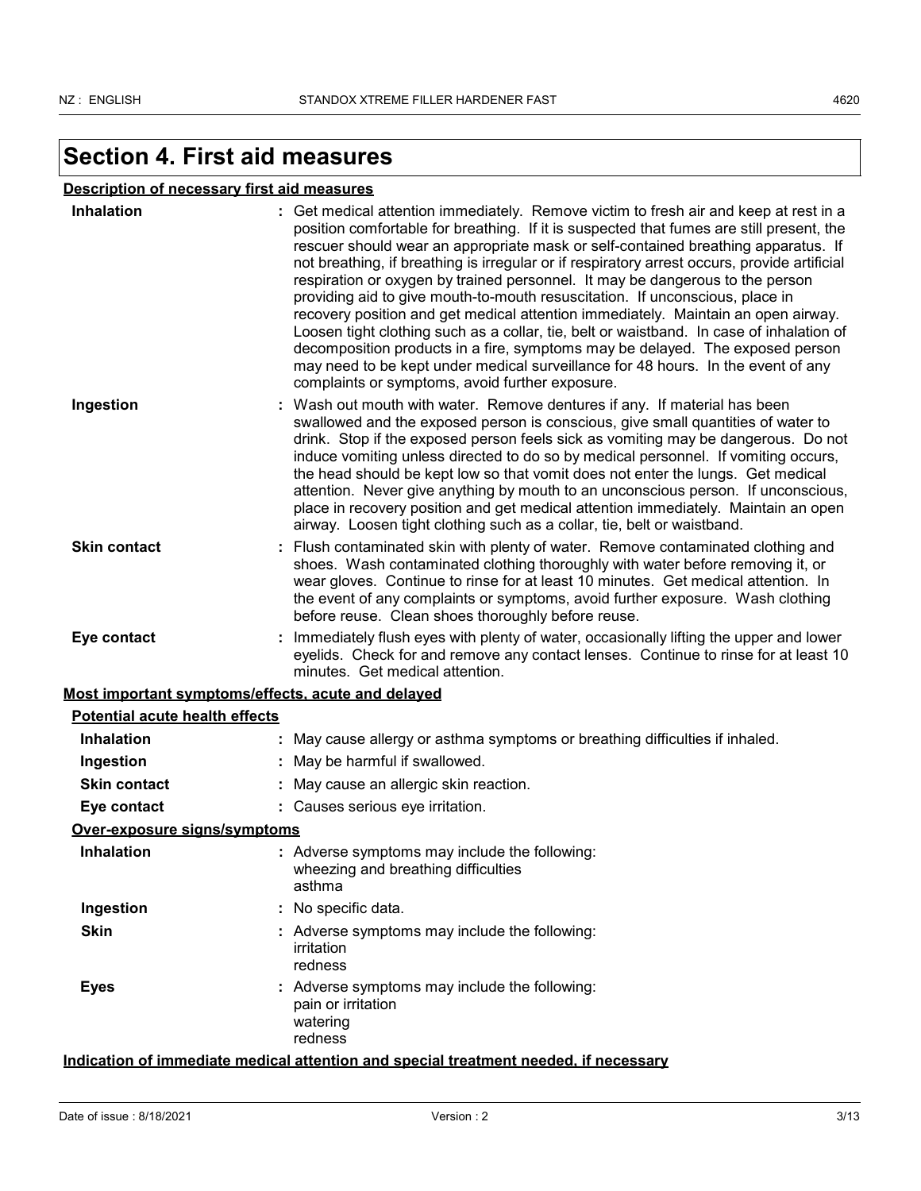# Section 4. First aid measures

**Description of necessary first aid measures**

**Inhalation** : Get medical attention immediately. Remove victim to fresh air and keep at rest in a position comfortable for breathing. If it is suspected that fumes are still present, the rescuer should wear an appropriate mask or self-contained breathing apparatus. If not breathing, if breathing is irregular or if respiratory arrest occurs, provide artificial respiration or oxygen by trained personnel. It may be dangerous to the person providing aid to give mouth-to-mouth resuscitation. If unconscious, place in recovery position and get medical attention immediately. Maintain an open airway. Loosen tight clothing such as a collar, tie, belt or waistband. In case of inhalation of decomposition products in a fire, symptoms may be delayed. The exposed person may need to be kept under medical surveillance for 48 hours. In the event of any complaints or symptoms, avoid further exposure.

**Ingestion** : Wash out mouth with water. Remove dentures if any. If material has been swallowed and the exposed person is conscious, give small quantities of water to drink. Stop if the exposed person feels sick as vomiting may be dangerous. Do not induce vomiting unless directed to do so by medical personnel. If vomiting occurs, the head should be kept low so that vomit does not enter the lungs. Get medical attention. Never give anything by mouth to an unconscious person. If unconscious, place in recovery position and get medical attention immediately. Maintain an open airway. Loosen tight clothing such as a collar, tie, belt or waistband.

**Skin contact** : Flush contaminated skin with plenty of water. Remove contaminated clothing and shoes. Wash contaminated clothing thoroughly with water before removing it, or wear gloves. Continue to rinse for at least 10 minutes. Get medical attention. In the event of any complaints or symptoms, avoid further exposure. Wash clothing before reuse. Clean shoes thoroughly before reuse.

**Eye contact** : Immediately flush eyes with plenty of water, occasionally lifting the upper and lower eyelids. Check for and remove any contact lenses. Continue to rinse for at least 10 minutes. Get medical attention.

**Most important symptoms/effects, acute and delayed**

**Potential acute health effects**

**Inhalation** : May cause allergy or asthma symptoms or breathing difficulties if inhaled.

**Ingestion** : May be harmful if swallowed.

**Skin contact** : May cause an allergic skin reaction.

**Eye contact** : Causes serious eye irritation.

**Over-exposure signs/symptoms**

**Inhalation** : Adverse symptoms may include the following:
wheezing and breathing difficulties
asthma

**Ingestion** : No specific data.

**Skin** : Adverse symptoms may include the following:
irritation
redness

**Eyes** : Adverse symptoms may include the following:
pain or irritation
watering
redness

**Indication of immediate medical attention and special treatment needed, if necessary**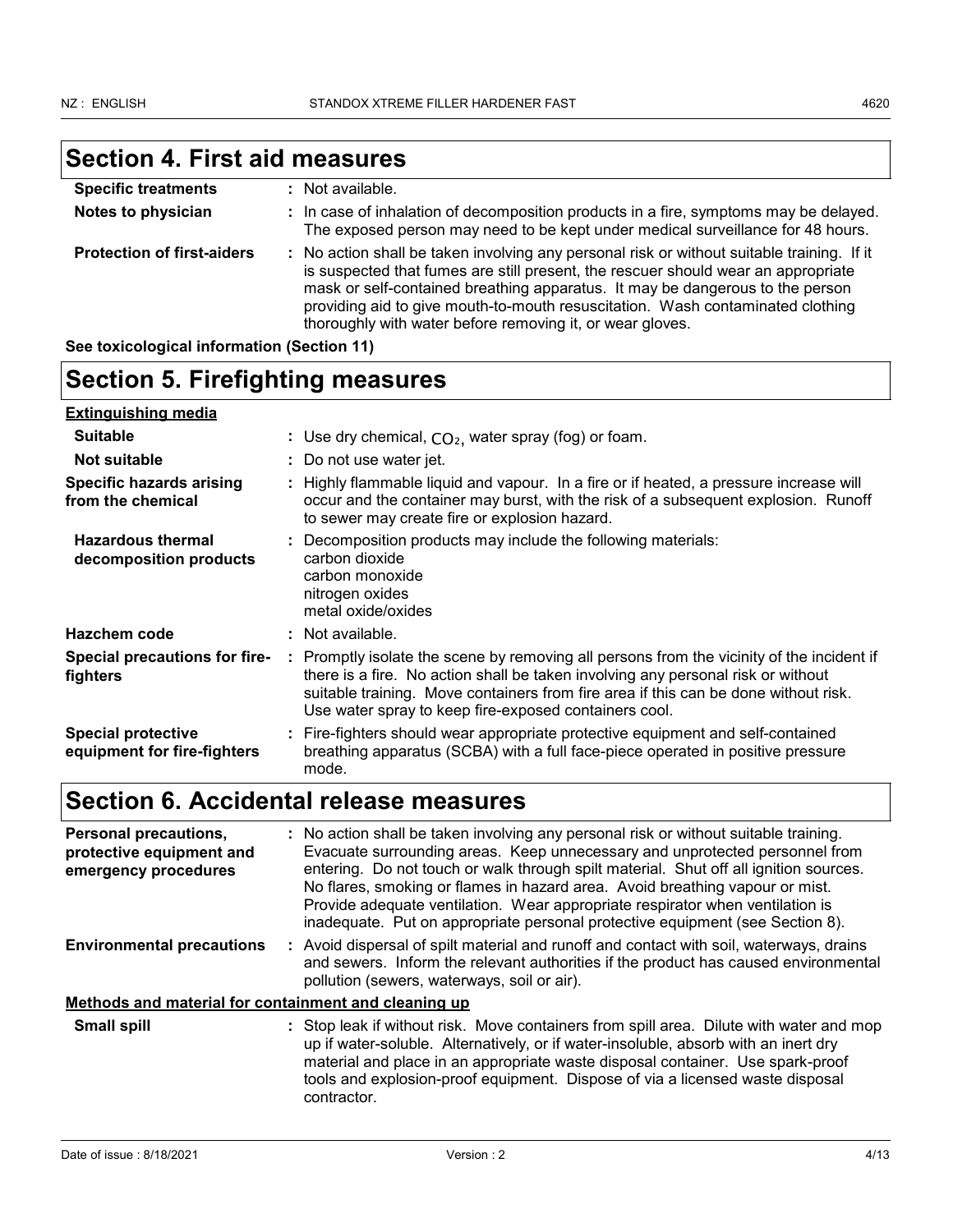## Section 4. First aid measures

| | |
|---|---|
| **Specific treatments** | : Not available. |
| **Notes to physician** | : In case of inhalation of decomposition products in a fire, symptoms may be delayed. The exposed person may need to be kept under medical surveillance for 48 hours. |
| **Protection of first-aiders** | : No action shall be taken involving any personal risk or without suitable training. If it is suspected that fumes are still present, the rescuer should wear an appropriate mask or self-contained breathing apparatus. It may be dangerous to the person providing aid to give mouth-to-mouth resuscitation. Wash contaminated clothing thoroughly with water before removing it, or wear gloves. |

**See toxicological information (Section 11)**

## Section 5. Firefighting measures

**Extinguishing media**

| | |
|---|---|
| **Suitable** | : Use dry chemical, $CO_2$, water spray (fog) or foam. |
| **Not suitable** | : Do not use water jet. |
| **Specific hazards arising from the chemical** | : Highly flammable liquid and vapour. In a fire or if heated, a pressure increase will occur and the container may burst, with the risk of a subsequent explosion. Runoff to sewer may create fire or explosion hazard. |
| **Hazardous thermal decomposition products** | : Decomposition products may include the following materials: carbon dioxide, carbon monoxide, nitrogen oxides, metal oxide/oxides |
| **Hazchem code** | : Not available. |
| **Special precautions for fire-fighters** | : Promptly isolate the scene by removing all persons from the vicinity of the incident if there is a fire. No action shall be taken involving any personal risk or without suitable training. Move containers from fire area if this can be done without risk. Use water spray to keep fire-exposed containers cool. |
| **Special protective equipment for fire-fighters** | : Fire-fighters should wear appropriate protective equipment and self-contained breathing apparatus (SCBA) with a full face-piece operated in positive pressure mode. |

## Section 6. Accidental release measures

| | |
|---|---|
| **Personal precautions, protective equipment and emergency procedures** | : No action shall be taken involving any personal risk or without suitable training. Evacuate surrounding areas. Keep unnecessary and unprotected personnel from entering. Do not touch or walk through spilt material. Shut off all ignition sources. No flares, smoking or flames in hazard area. Avoid breathing vapour or mist. Provide adequate ventilation. Wear appropriate respirator when ventilation is inadequate. Put on appropriate personal protective equipment (see Section 8). |
| **Environmental precautions** | : Avoid dispersal of spilt material and runoff and contact with soil, waterways, drains and sewers. Inform the relevant authorities if the product has caused environmental pollution (sewers, waterways, soil or air). |

**Methods and material for containment and cleaning up**

| | |
|---|---|
| **Small spill** | : Stop leak if without risk. Move containers from spill area. Dilute with water and mop up if water-soluble. Alternatively, or if water-insoluble, absorb with an inert dry material and place in an appropriate waste disposal container. Use spark-proof tools and explosion-proof equipment. Dispose of via a licensed waste disposal contractor. |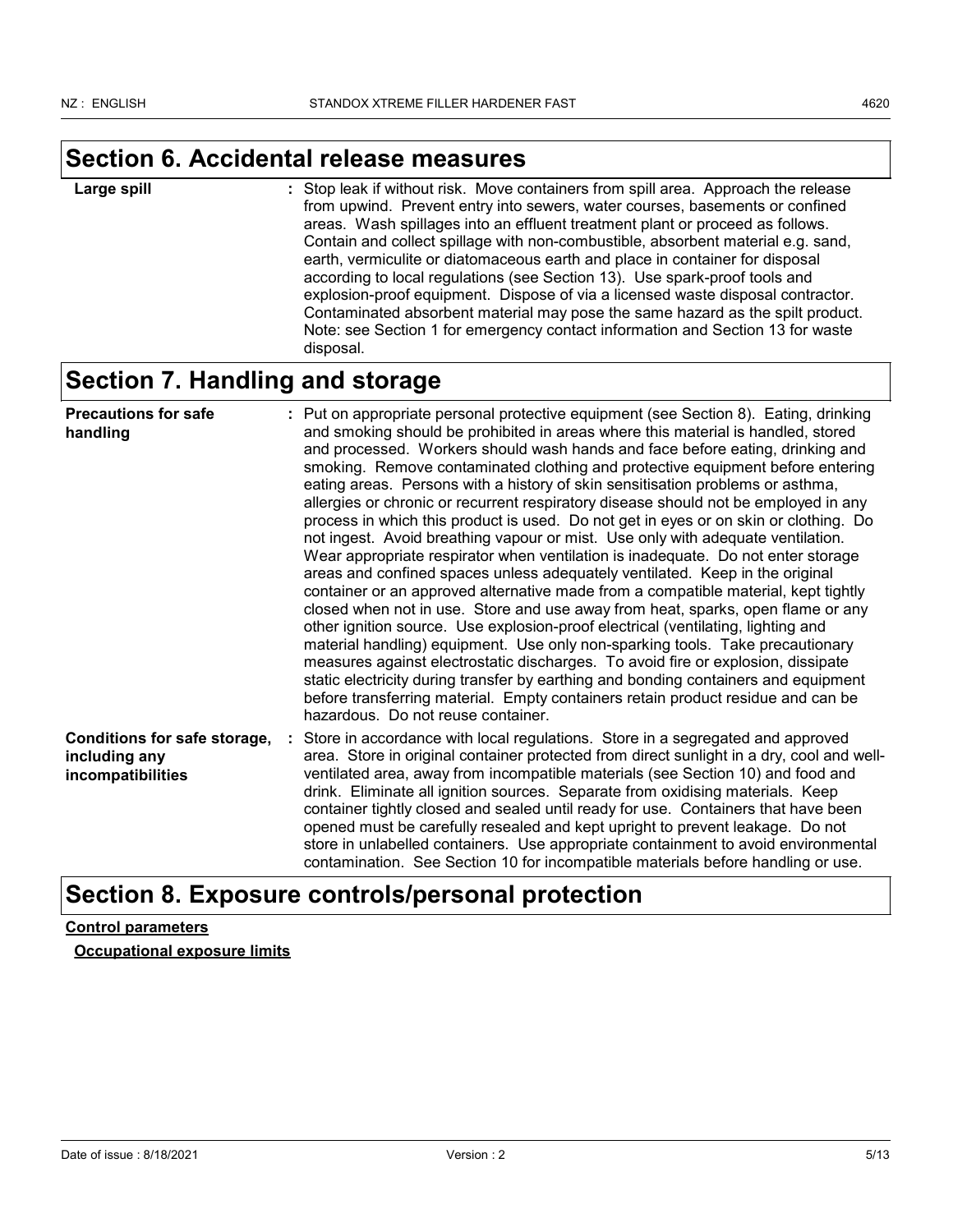## Section 6. Accidental release measures

**Large spill** : Stop leak if without risk. Move containers from spill area. Approach the release from upwind. Prevent entry into sewers, water courses, basements or confined areas. Wash spillages into an effluent treatment plant or proceed as follows. Contain and collect spillage with non-combustible, absorbent material e.g. sand, earth, vermiculite or diatomaceous earth and place in container for disposal according to local regulations (see Section 13). Use spark-proof tools and explosion-proof equipment. Dispose of via a licensed waste disposal contractor. Contaminated absorbent material may pose the same hazard as the spilt product. Note: see Section 1 for emergency contact information and Section 13 for waste disposal.

## Section 7. Handling and storage

**Precautions for safe handling** : Put on appropriate personal protective equipment (see Section 8). Eating, drinking and smoking should be prohibited in areas where this material is handled, stored and processed. Workers should wash hands and face before eating, drinking and smoking. Remove contaminated clothing and protective equipment before entering eating areas. Persons with a history of skin sensitisation problems or asthma, allergies or chronic or recurrent respiratory disease should not be employed in any process in which this product is used. Do not get in eyes or on skin or clothing. Do not ingest. Avoid breathing vapour or mist. Use only with adequate ventilation. Wear appropriate respirator when ventilation is inadequate. Do not enter storage areas and confined spaces unless adequately ventilated. Keep in the original container or an approved alternative made from a compatible material, kept tightly closed when not in use. Store and use away from heat, sparks, open flame or any other ignition source. Use explosion-proof electrical (ventilating, lighting and material handling) equipment. Use only non-sparking tools. Take precautionary measures against electrostatic discharges. To avoid fire or explosion, dissipate static electricity during transfer by earthing and bonding containers and equipment before transferring material. Empty containers retain product residue and can be hazardous. Do not reuse container.

**Conditions for safe storage, including any incompatibilities** : Store in accordance with local regulations. Store in a segregated and approved area. Store in original container protected from direct sunlight in a dry, cool and well-ventilated area, away from incompatible materials (see Section 10) and food and drink. Eliminate all ignition sources. Separate from oxidising materials. Keep container tightly closed and sealed until ready for use. Containers that have been opened must be carefully resealed and kept upright to prevent leakage. Do not store in unlabelled containers. Use appropriate containment to avoid environmental contamination. See Section 10 for incompatible materials before handling or use.

## Section 8. Exposure controls/personal protection

**Control parameters**

**Occupational exposure limits**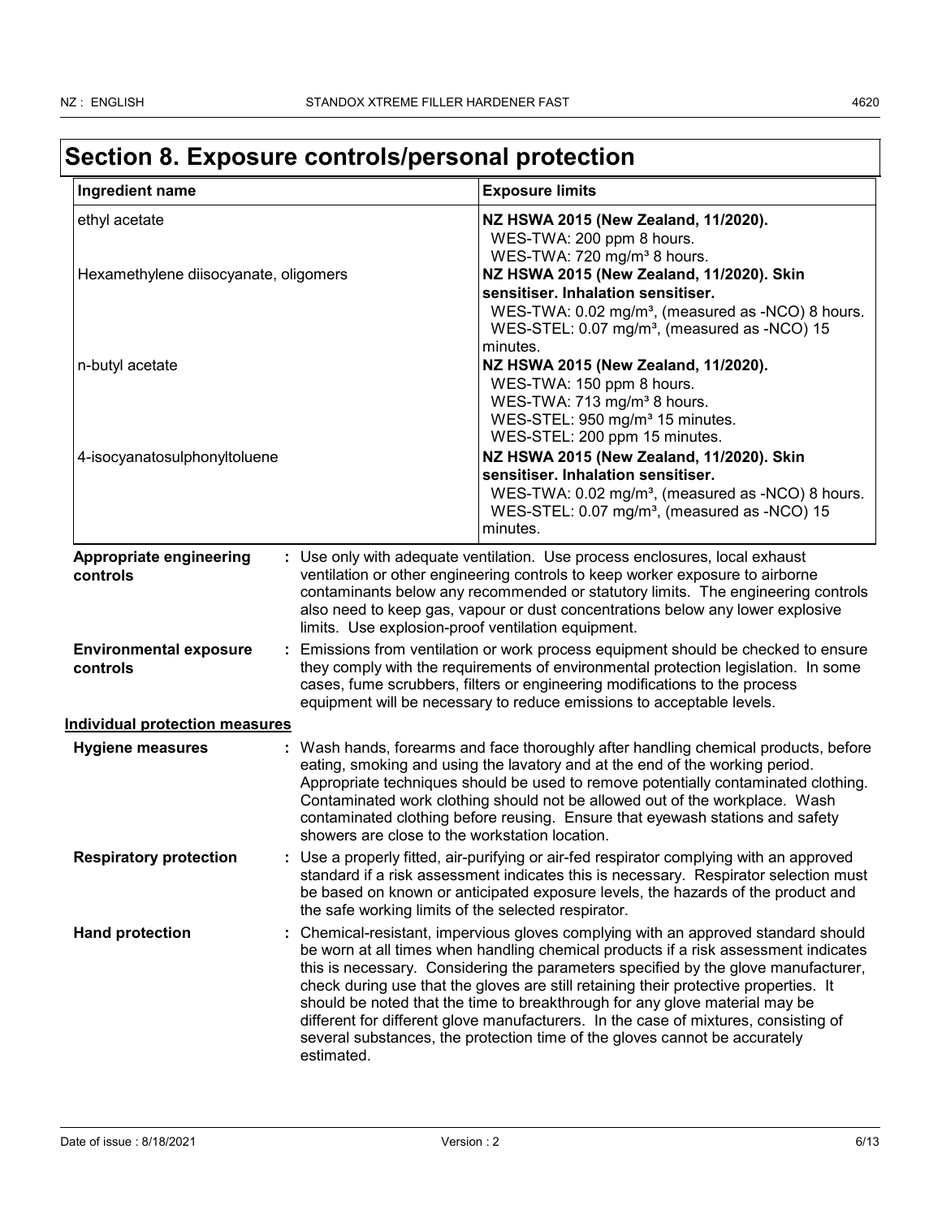# Section 8. Exposure controls/personal protection

| Ingredient name | Exposure limits |
|---|---|
| ethyl acetate | **NZ HSWA 2015 (New Zealand, 11/2020).**<br>WES-TWA: 200 ppm 8 hours.<br>WES-TWA: 720 mg/m³ 8 hours. |
| Hexamethylene diisocyanate, oligomers | **NZ HSWA 2015 (New Zealand, 11/2020). Skin sensitiser. Inhalation sensitiser.**<br>WES-TWA: 0.02 mg/m³, (measured as -NCO) 8 hours.<br>WES-STEL: 0.07 mg/m³, (measured as -NCO) 15 minutes. |
| n-butyl acetate | **NZ HSWA 2015 (New Zealand, 11/2020).**<br>WES-TWA: 150 ppm 8 hours.<br>WES-TWA: 713 mg/m³ 8 hours.<br>WES-STEL: 950 mg/m³ 15 minutes.<br>WES-STEL: 200 ppm 15 minutes. |
| 4-isocyanatosulphonyltoluene | **NZ HSWA 2015 (New Zealand, 11/2020). Skin sensitiser. Inhalation sensitiser.**<br>WES-TWA: 0.02 mg/m³, (measured as -NCO) 8 hours.<br>WES-STEL: 0.07 mg/m³, (measured as -NCO) 15 minutes. |

**Appropriate engineering controls** : Use only with adequate ventilation. Use process enclosures, local exhaust ventilation or other engineering controls to keep worker exposure to airborne contaminants below any recommended or statutory limits. The engineering controls also need to keep gas, vapour or dust concentrations below any lower explosive limits. Use explosion-proof ventilation equipment.

**Environmental exposure controls** : Emissions from ventilation or work process equipment should be checked to ensure they comply with the requirements of environmental protection legislation. In some cases, fume scrubbers, filters or engineering modifications to the process equipment will be necessary to reduce emissions to acceptable levels.

## Individual protection measures

**Hygiene measures** : Wash hands, forearms and face thoroughly after handling chemical products, before eating, smoking and using the lavatory and at the end of the working period. Appropriate techniques should be used to remove potentially contaminated clothing. Contaminated work clothing should not be allowed out of the workplace. Wash contaminated clothing before reusing. Ensure that eyewash stations and safety showers are close to the workstation location.

**Respiratory protection** : Use a properly fitted, air-purifying or air-fed respirator complying with an approved standard if a risk assessment indicates this is necessary. Respirator selection must be based on known or anticipated exposure levels, the hazards of the product and the safe working limits of the selected respirator.

**Hand protection** : Chemical-resistant, impervious gloves complying with an approved standard should be worn at all times when handling chemical products if a risk assessment indicates this is necessary. Considering the parameters specified by the glove manufacturer, check during use that the gloves are still retaining their protective properties. It should be noted that the time to breakthrough for any glove material may be different for different glove manufacturers. In the case of mixtures, consisting of several substances, the protection time of the gloves cannot be accurately estimated.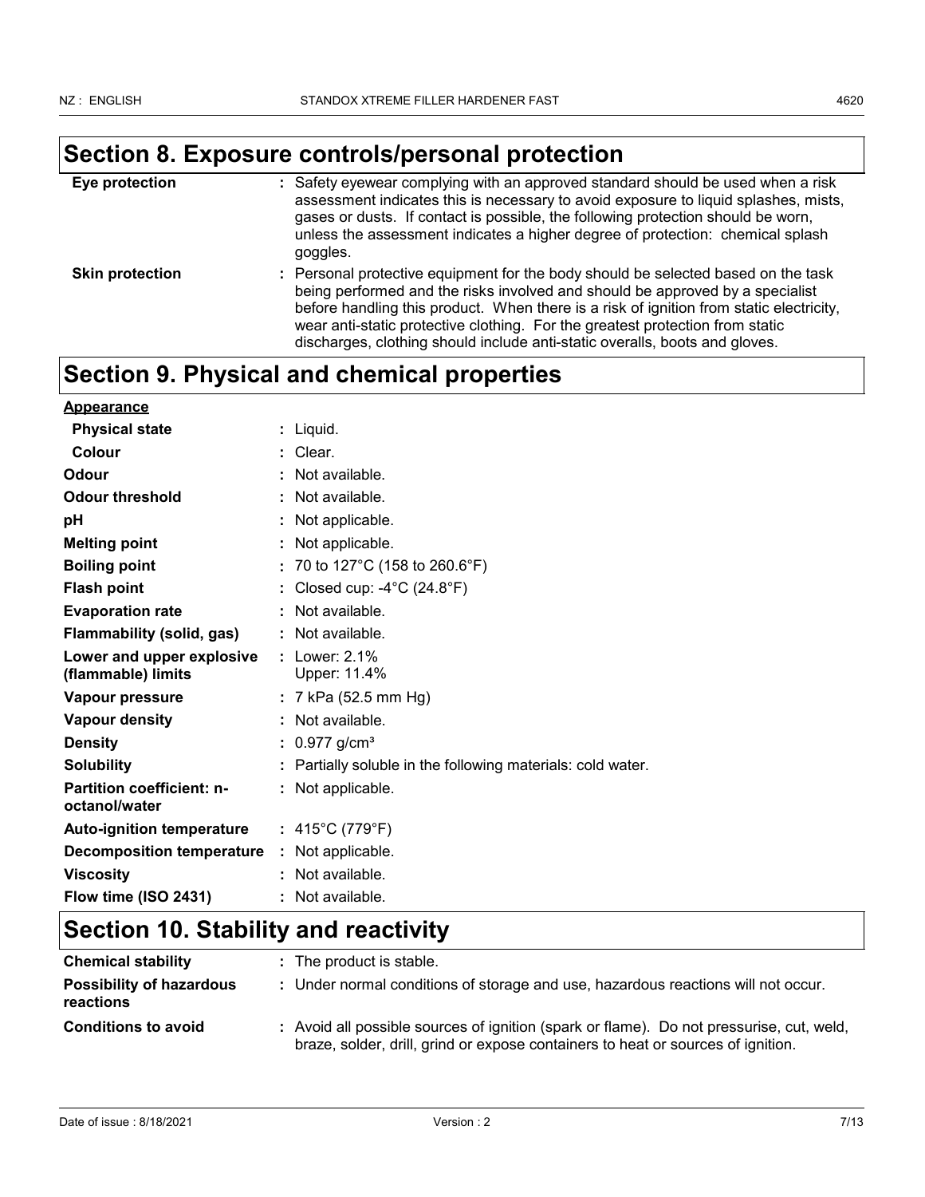## Section 8. Exposure controls/personal protection

| | |
|---|---|
| **Eye protection** | : Safety eyewear complying with an approved standard should be used when a risk assessment indicates this is necessary to avoid exposure to liquid splashes, mists, gases or dusts. If contact is possible, the following protection should be worn, unless the assessment indicates a higher degree of protection: chemical splash goggles. |
| **Skin protection** | : Personal protective equipment for the body should be selected based on the task being performed and the risks involved and should be approved by a specialist before handling this product. When there is a risk of ignition from static electricity, wear anti-static protective clothing. For the greatest protection from static discharges, clothing should include anti-static overalls, boots and gloves. |

## Section 9. Physical and chemical properties

**Appearance**

| | |
|---|---|
| **Physical state** | : Liquid. |
| **Colour** | : Clear. |
| **Odour** | : Not available. |
| **Odour threshold** | : Not available. |
| **pH** | : Not applicable. |
| **Melting point** | : Not applicable. |
| **Boiling point** | : 70 to 127°C (158 to 260.6°F) |
| **Flash point** | : Closed cup: -4°C (24.8°F) |
| **Evaporation rate** | : Not available. |
| **Flammability (solid, gas)** | : Not available. |
| **Lower and upper explosive (flammable) limits** | : Lower: 2.1%<br>Upper: 11.4% |
| **Vapour pressure** | : 7 kPa (52.5 mm Hg) |
| **Vapour density** | : Not available. |
| **Density** | : 0.977 g/cm³ |
| **Solubility** | : Partially soluble in the following materials: cold water. |
| **Partition coefficient: n-octanol/water** | : Not applicable. |
| **Auto-ignition temperature** | : 415°C (779°F) |
| **Decomposition temperature** | : Not applicable. |
| **Viscosity** | : Not available. |
| **Flow time (ISO 2431)** | : Not available. |

## Section 10. Stability and reactivity

| | |
|---|---|
| **Chemical stability** | : The product is stable. |
| **Possibility of hazardous reactions** | : Under normal conditions of storage and use, hazardous reactions will not occur. |
| **Conditions to avoid** | : Avoid all possible sources of ignition (spark or flame). Do not pressurise, cut, weld, braze, solder, drill, grind or expose containers to heat or sources of ignition. |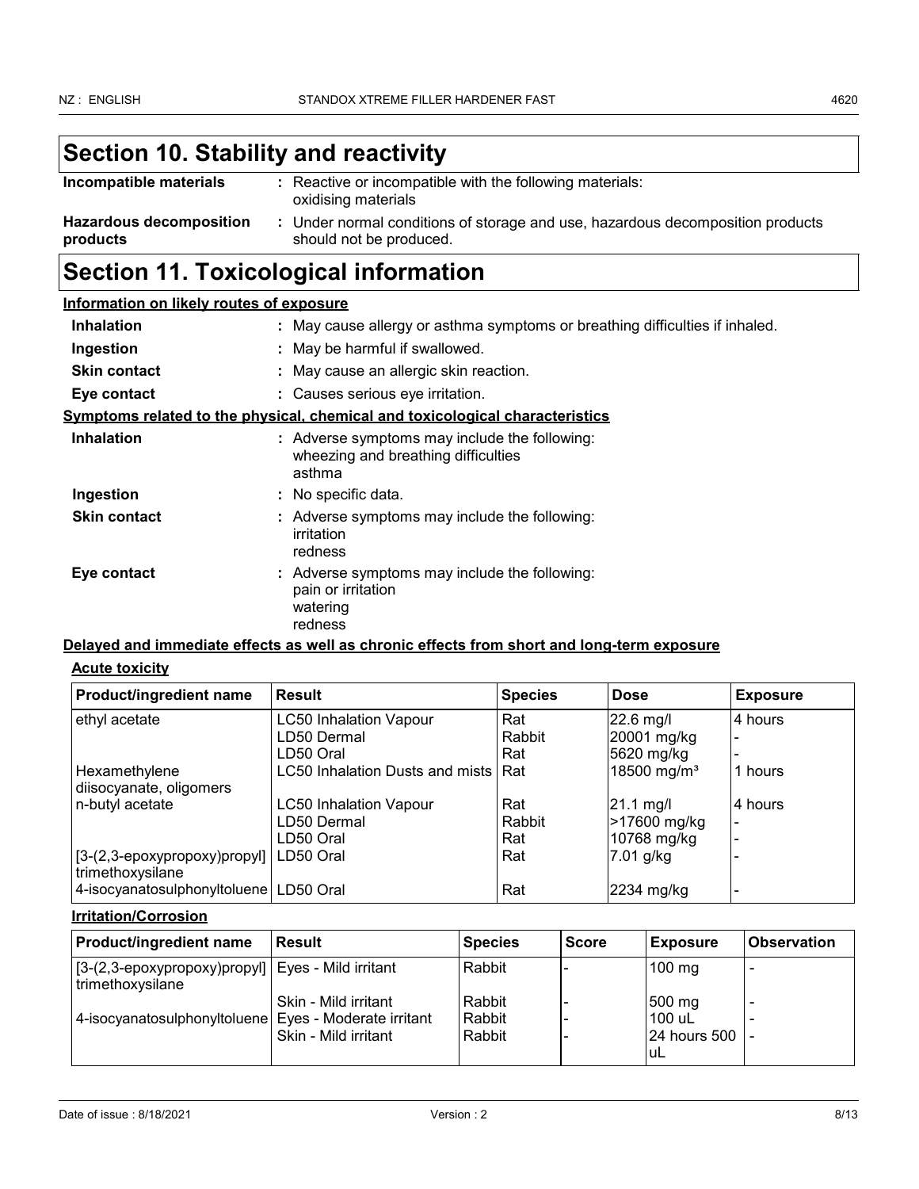# Section 10. Stability and reactivity

**Incompatible materials** : Reactive or incompatible with the following materials: oxidising materials

**Hazardous decomposition products** : Under normal conditions of storage and use, hazardous decomposition products should not be produced.

# Section 11. Toxicological information

**Information on likely routes of exposure**

**Inhalation** : May cause allergy or asthma symptoms or breathing difficulties if inhaled.

**Ingestion** : May be harmful if swallowed.

**Skin contact** : May cause an allergic skin reaction.

**Eye contact** : Causes serious eye irritation.

**Symptoms related to the physical, chemical and toxicological characteristics**

**Inhalation** : Adverse symptoms may include the following:
wheezing and breathing difficulties
asthma

**Ingestion** : No specific data.

**Skin contact** : Adverse symptoms may include the following:
irritation
redness

**Eye contact** : Adverse symptoms may include the following:
pain or irritation
watering
redness

**Delayed and immediate effects as well as chronic effects from short and long-term exposure**

**Acute toxicity**

| Product/ingredient name | Result | Species | Dose | Exposure |
|---|---|---|---|---|
| ethyl acetate | LC50 Inhalation Vapour | Rat | 22.6 mg/l | 4 hours |
| | LD50 Dermal | Rabbit | 20001 mg/kg | - |
| | LD50 Oral | Rat | 5620 mg/kg | - |
| Hexamethylene diisocyanate, oligomers | LC50 Inhalation Dusts and mists | Rat | 18500 mg/m³ | 1 hours |
| n-butyl acetate | LC50 Inhalation Vapour | Rat | 21.1 mg/l | 4 hours |
| | LD50 Dermal | Rabbit | >17600 mg/kg | - |
| | LD50 Oral | Rat | 10768 mg/kg | - |
| [3-(2,3-epoxypropoxy)propyl] trimethoxysilane | LD50 Oral | Rat | 7.01 g/kg | - |
| 4-isocyanatosulphonyltoluene | LD50 Oral | Rat | 2234 mg/kg | - |

**Irritation/Corrosion**

| Product/ingredient name | Result | Species | Score | Exposure | Observation |
|---|---|---|---|---|---|
| [3-(2,3-epoxypropoxy)propyl] trimethoxysilane | Eyes - Mild irritant | Rabbit | - | 100 mg | - |
| | Skin - Mild irritant | Rabbit | - | 500 mg | - |
| 4-isocyanatosulphonyltoluene | Eyes - Moderate irritant | Rabbit | - | 100 uL | - |
| | Skin - Mild irritant | Rabbit | - | 24 hours 500 uL | - |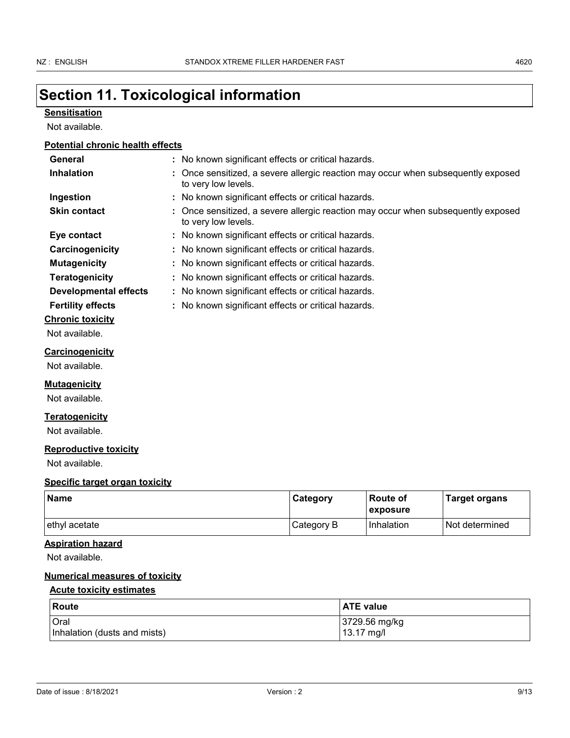# Section 11. Toxicological information

**Sensitisation**

Not available.

**Potential chronic health effects**

| | |
|---|---|
| **General** | : No known significant effects or critical hazards. |
| **Inhalation** | : Once sensitized, a severe allergic reaction may occur when subsequently exposed to very low levels. |
| **Ingestion** | : No known significant effects or critical hazards. |
| **Skin contact** | : Once sensitized, a severe allergic reaction may occur when subsequently exposed to very low levels. |
| **Eye contact** | : No known significant effects or critical hazards. |
| **Carcinogenicity** | : No known significant effects or critical hazards. |
| **Mutagenicity** | : No known significant effects or critical hazards. |
| **Teratogenicity** | : No known significant effects or critical hazards. |
| **Developmental effects** | : No known significant effects or critical hazards. |
| **Fertility effects** | : No known significant effects or critical hazards. |

**Chronic toxicity**

Not available.

**Carcinogenicity**

Not available.

**Mutagenicity**

Not available.

**Teratogenicity**

Not available.

**Reproductive toxicity**

Not available.

**Specific target organ toxicity**

| Name | Category | Route of exposure | Target organs |
|---|---|---|---|
| ethyl acetate | Category B | Inhalation | Not determined |

**Aspiration hazard**

Not available.

**Numerical measures of toxicity**

**Acute toxicity estimates**

| Route | ATE value |
|---|---|
| Oral | 3729.56 mg/kg |
| Inhalation (dusts and mists) | 13.17 mg/l |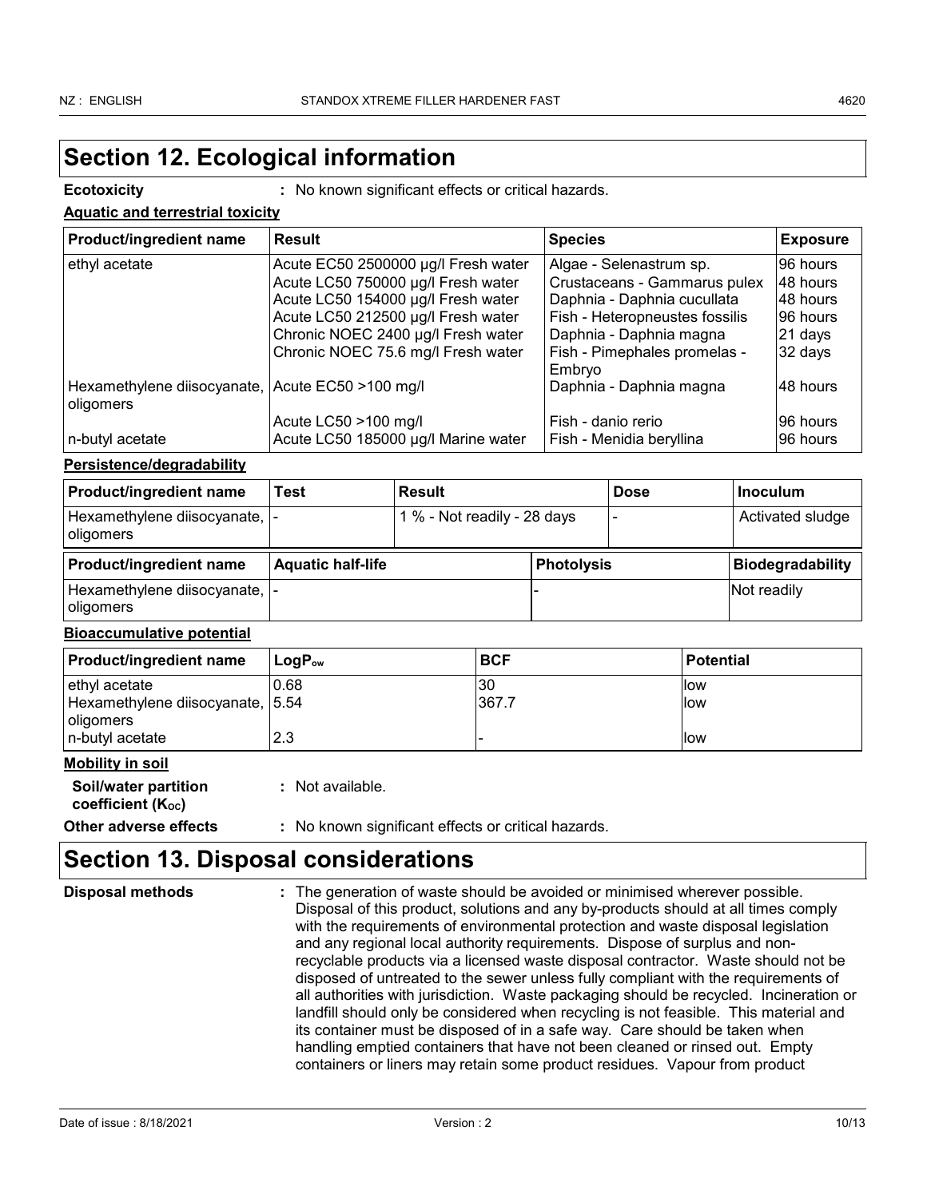# Section 12. Ecological information

**Ecotoxicity** : No known significant effects or critical hazards.

**Aquatic and terrestrial toxicity**

| Product/ingredient name | Result | Species | Exposure |
|---|---|---|---|
| ethyl acetate | Acute EC50 2500000 µg/l Fresh water | Algae - Selenastrum sp. | 96 hours |
| | Acute LC50 750000 µg/l Fresh water | Crustaceans - Gammarus pulex | 48 hours |
| | Acute LC50 154000 µg/l Fresh water | Daphnia - Daphnia cucullata | 48 hours |
| | Acute LC50 212500 µg/l Fresh water | Fish - Heteropneustes fossilis | 96 hours |
| | Chronic NOEC 2400 µg/l Fresh water | Daphnia - Daphnia magna | 21 days |
| | Chronic NOEC 75.6 mg/l Fresh water | Fish - Pimephales promelas - Embryo | 32 days |
| Hexamethylene diisocyanate, oligomers | Acute EC50 >100 mg/l | Daphnia - Daphnia magna | 48 hours |
| | Acute LC50 >100 mg/l | Fish - danio rerio | 96 hours |
| n-butyl acetate | Acute LC50 185000 µg/l Marine water | Fish - Menidia beryllina | 96 hours |

**Persistence/degradability**

| Product/ingredient name | Test | Result | Dose | Inoculum |
|---|---|---|---|---|
| Hexamethylene diisocyanate, oligomers | - | 1 % - Not readily - 28 days | - | Activated sludge |

| Product/ingredient name | Aquatic half-life | Photolysis | Biodegradability |
|---|---|---|---|
| Hexamethylene diisocyanate, oligomers | - | - | Not readily |

**Bioaccumulative potential**

| Product/ingredient name | $LogP_{ow}$ | BCF | Potential |
|---|---|---|---|
| ethyl acetate | 0.68 | 30 | low |
| Hexamethylene diisocyanate, oligomers | 5.54 | 367.7 | low |
| n-butyl acetate | 2.3 | - | low |

**Mobility in soil**

**Soil/water partition coefficient ($K_{OC}$)** : Not available.

**Other adverse effects** : No known significant effects or critical hazards.

# Section 13. Disposal considerations

**Disposal methods** : The generation of waste should be avoided or minimised wherever possible. Disposal of this product, solutions and any by-products should at all times comply with the requirements of environmental protection and waste disposal legislation and any regional local authority requirements. Dispose of surplus and non-recyclable products via a licensed waste disposal contractor. Waste should not be disposed of untreated to the sewer unless fully compliant with the requirements of all authorities with jurisdiction. Waste packaging should be recycled. Incineration or landfill should only be considered when recycling is not feasible. This material and its container must be disposed of in a safe way. Care should be taken when handling emptied containers that have not been cleaned or rinsed out. Empty containers or liners may retain some product residues. Vapour from product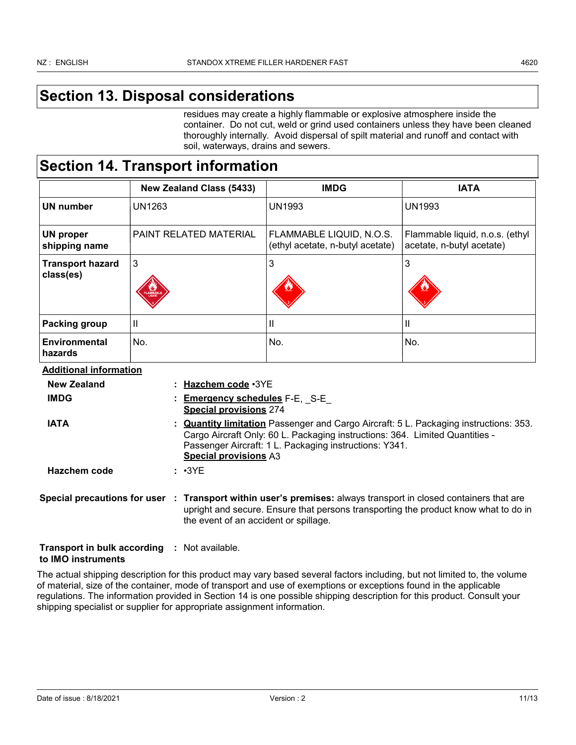## Section 13. Disposal considerations

residues may create a highly flammable or explosive atmosphere inside the container. Do not cut, weld or grind used containers unless they have been cleaned thoroughly internally. Avoid dispersal of spilt material and runoff and contact with soil, waterways, drains and sewers.

## Section 14. Transport information

| | New Zealand Class (5433) | IMDG | IATA |
|---|---|---|---|
| **UN number** | UN1263 | UN1993 | UN1993 |
| **UN proper shipping name** | PAINT RELATED MATERIAL | FLAMMABLE LIQUID, N.O.S. (ethyl acetate, n-butyl acetate) | Flammable liquid, n.o.s. (ethyl acetate, n-butyl acetate) |
| **Transport hazard class(es)** | 3 | 3 | 3 |
| **Packing group** | II | II | II |
| **Environmental hazards** | No. | No. | No. |

**Additional information**

**New Zealand** : **Hazchem code** •3YE

**IMDG** : **Emergency schedules** F-E, _S-E_
**Special provisions** 274

**IATA** : **Quantity limitation** Passenger and Cargo Aircraft: 5 L. Packaging instructions: 353. Cargo Aircraft Only: 60 L. Packaging instructions: 364. Limited Quantities - Passenger Aircraft: 1 L. Packaging instructions: Y341.
**Special provisions** A3

**Hazchem code** : •3YE

**Special precautions for user** : **Transport within user's premises:** always transport in closed containers that are upright and secure. Ensure that persons transporting the product know what to do in the event of an accident or spillage.

**Transport in bulk according to IMO instruments** : Not available.

The actual shipping description for this product may vary based several factors including, but not limited to, the volume of material, size of the container, mode of transport and use of exemptions or exceptions found in the applicable regulations. The information provided in Section 14 is one possible shipping description for this product. Consult your shipping specialist or supplier for appropriate assignment information.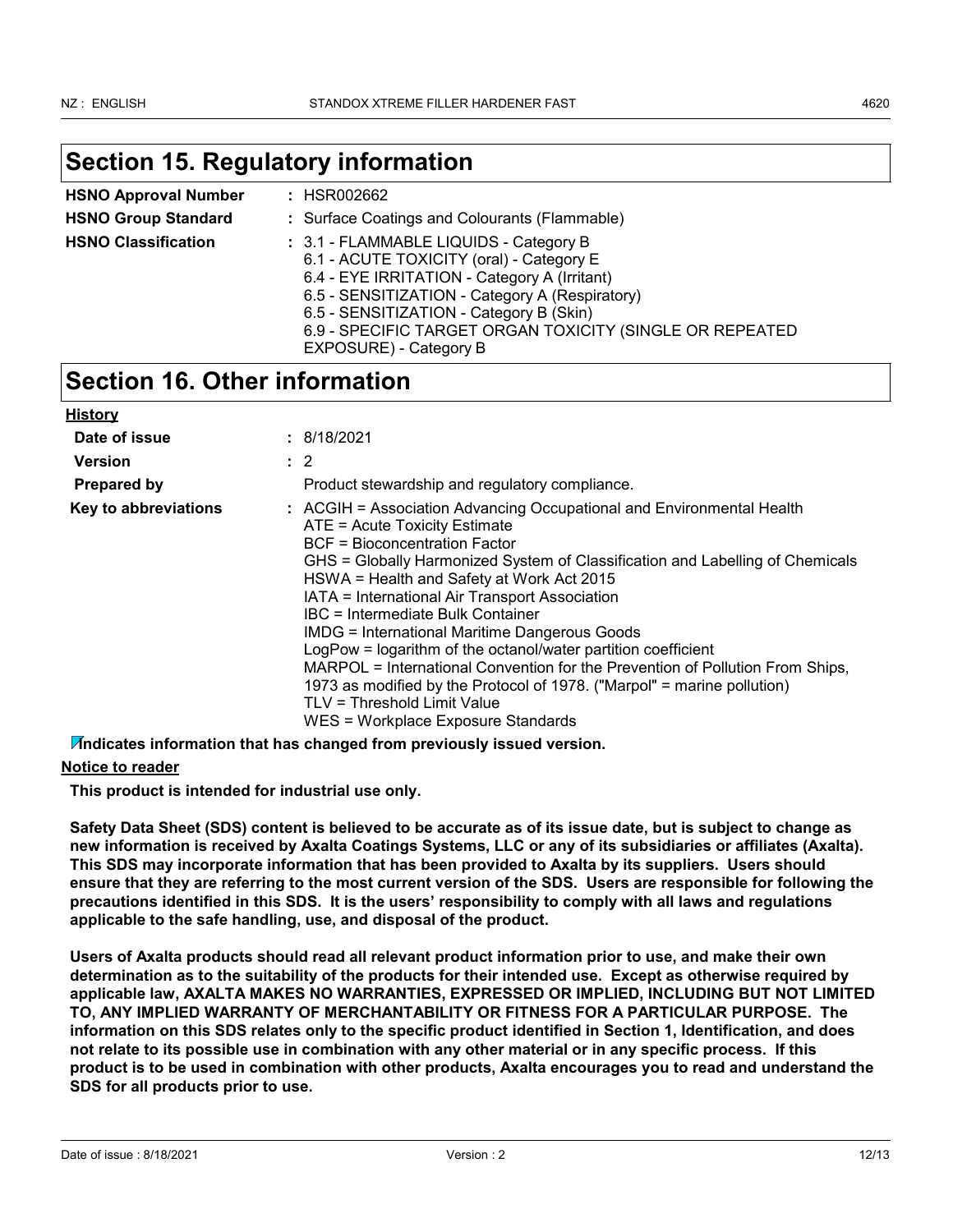## Section 15. Regulatory information

| | |
|---|---|
| **HSNO Approval Number** | : HSR002662 |
| **HSNO Group Standard** | : Surface Coatings and Colourants (Flammable) |
| **HSNO Classification** | : 3.1 - FLAMMABLE LIQUIDS - Category B<br>6.1 - ACUTE TOXICITY (oral) - Category E<br>6.4 - EYE IRRITATION - Category A (Irritant)<br>6.5 - SENSITIZATION - Category A (Respiratory)<br>6.5 - SENSITIZATION - Category B (Skin)<br>6.9 - SPECIFIC TARGET ORGAN TOXICITY (SINGLE OR REPEATED EXPOSURE) - Category B |

## Section 16. Other information

**History**

| | |
|---|---|
| **Date of issue** | : 8/18/2021 |
| **Version** | : 2 |
| **Prepared by** | Product stewardship and regulatory compliance. |
| **Key to abbreviations** | : ACGIH = Association Advancing Occupational and Environmental Health<br>ATE = Acute Toxicity Estimate<br>BCF = Bioconcentration Factor<br>GHS = Globally Harmonized System of Classification and Labelling of Chemicals<br>HSWA = Health and Safety at Work Act 2015<br>IATA = International Air Transport Association<br>IBC = Intermediate Bulk Container<br>IMDG = International Maritime Dangerous Goods<br>LogPow = logarithm of the octanol/water partition coefficient<br>MARPOL = International Convention for the Prevention of Pollution From Ships, 1973 as modified by the Protocol of 1978. ("Marpol" = marine pollution)<br>TLV = Threshold Limit Value<br>WES = Workplace Exposure Standards |

**Indicates information that has changed from previously issued version.**

**Notice to reader**

**This product is intended for industrial use only.**

**Safety Data Sheet (SDS) content is believed to be accurate as of its issue date, but is subject to change as new information is received by Axalta Coatings Systems, LLC or any of its subsidiaries or affiliates (Axalta). This SDS may incorporate information that has been provided to Axalta by its suppliers. Users should ensure that they are referring to the most current version of the SDS. Users are responsible for following the precautions identified in this SDS. It is the users' responsibility to comply with all laws and regulations applicable to the safe handling, use, and disposal of the product.**

**Users of Axalta products should read all relevant product information prior to use, and make their own determination as to the suitability of the products for their intended use. Except as otherwise required by applicable law, AXALTA MAKES NO WARRANTIES, EXPRESSED OR IMPLIED, INCLUDING BUT NOT LIMITED TO, ANY IMPLIED WARRANTY OF MERCHANTABILITY OR FITNESS FOR A PARTICULAR PURPOSE. The information on this SDS relates only to the specific product identified in Section 1, Identification, and does not relate to its possible use in combination with any other material or in any specific process. If this product is to be used in combination with other products, Axalta encourages you to read and understand the SDS for all products prior to use.**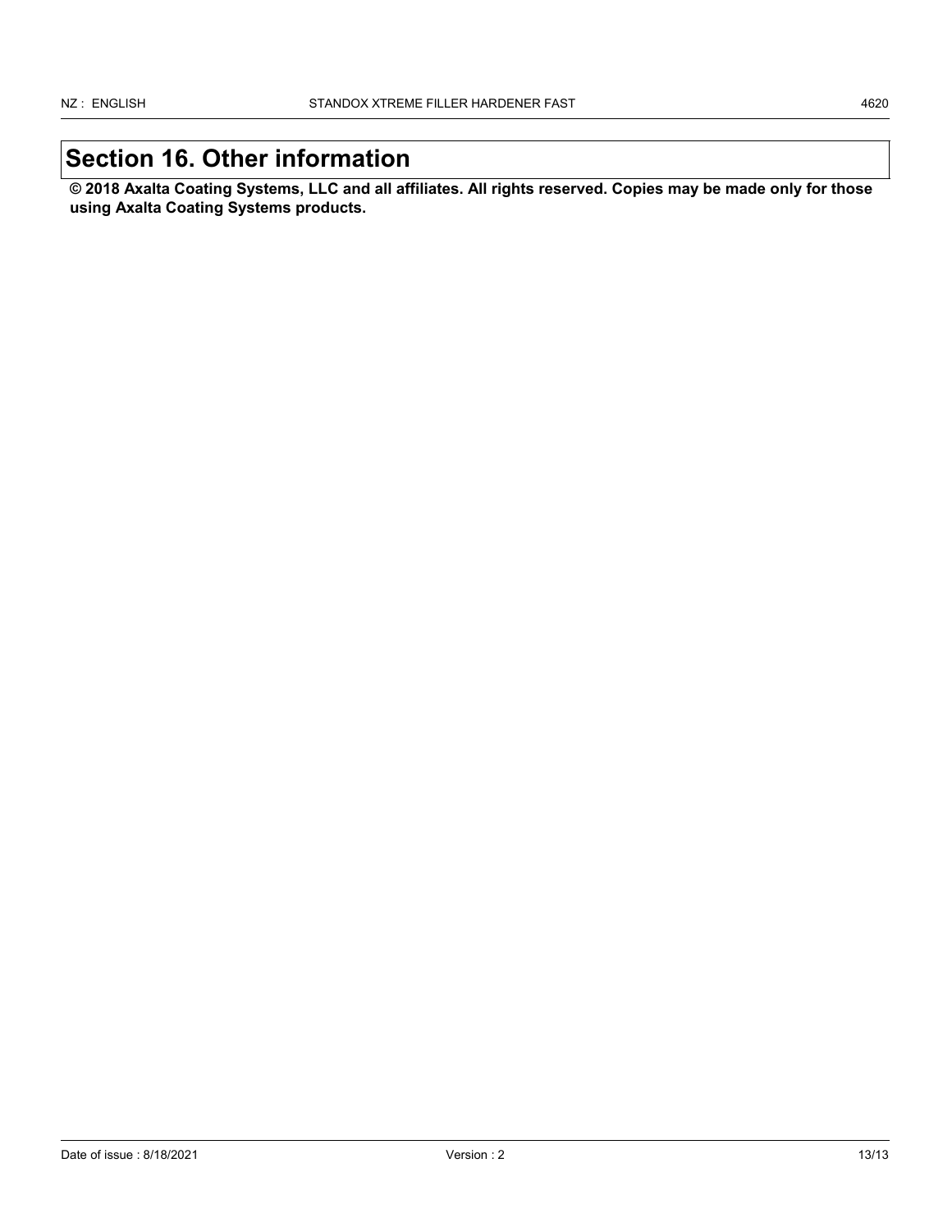# Section 16. Other information

**© 2018 Axalta Coating Systems, LLC and all affiliates. All rights reserved. Copies may be made only for those using Axalta Coating Systems products.**